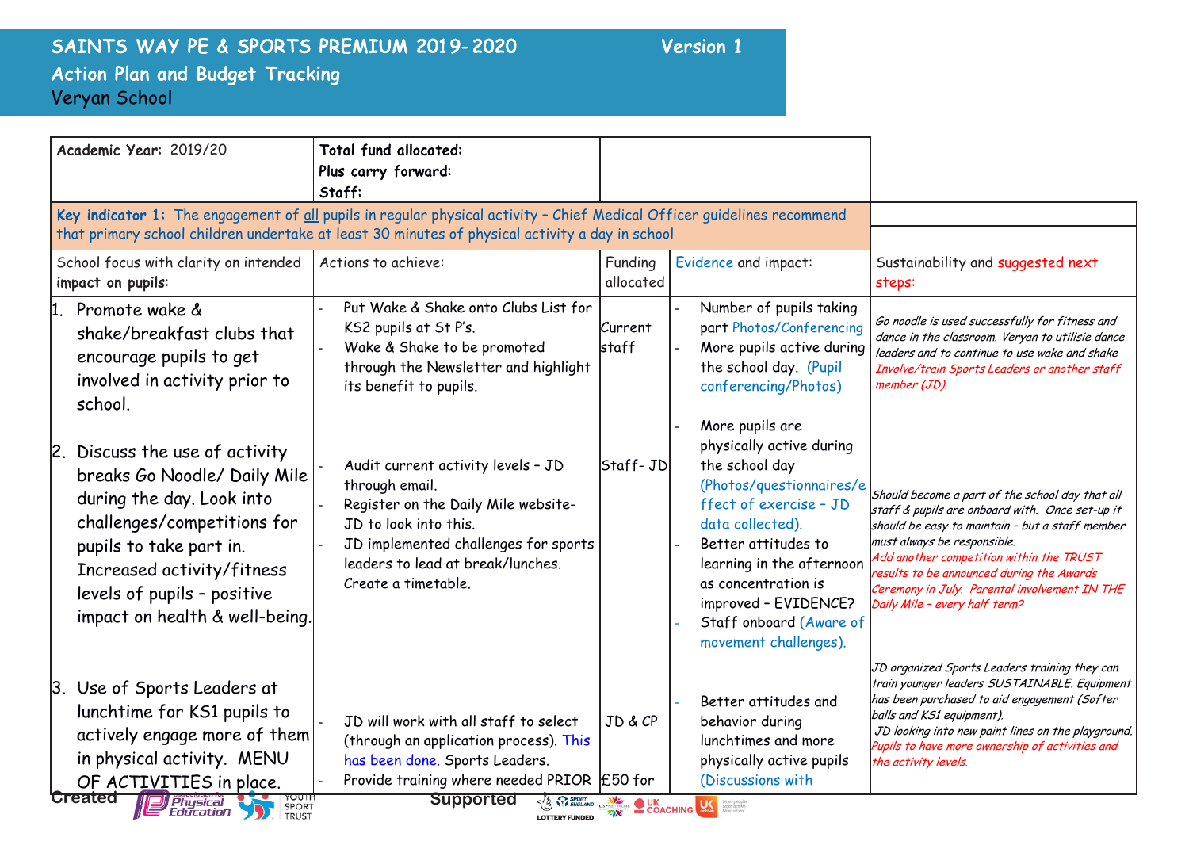# SAINTS WAY PE & SPORTS PREMIUM 2019-2020 — Version 1

## Action Plan and Budget Tracking

Veryan School

| Academic Year: 2019/20 | Total fund allocated:<br>Plus carry forward:<br>Staff: | | | |
|---|---|---|---|---|
| **Key indicator 1:** The engagement of all pupils in regular physical activity – Chief Medical Officer guidelines recommend that primary school children undertake at least 30 minutes of physical activity a day in school | | | | |
| School focus with clarity on intended impact on pupils: | Actions to achieve: | Funding allocated | Evidence and impact: | Sustainability and suggested next steps: |
| 1. Promote wake & shake/breakfast clubs that encourage pupils to get involved in activity prior to school. | - Put Wake & Shake onto Clubs List for KS2 pupils at St P's.<br>- Wake & Shake to be promoted through the Newsletter and highlight its benefit to pupils. | Current staff | - Number of pupils taking part Photos/Conferencing<br>- More pupils active during the school day. (Pupil conferencing/Photos) | *Go noodle is used successfully for fitness and dance in the classroom. Veryan to utilise dance leaders and to continue to use wake and shake Involve/train Sports Leaders or another staff member (JD).* |
| 2. Discuss the use of activity breaks Go Noodle/ Daily Mile during the day. Look into challenges/competitions for pupils to take part in. Increased activity/fitness levels of pupils – positive impact on health & well-being. | - Audit current activity levels – JD through email.<br>- Register on the Daily Mile website- JD to look into this.<br>- JD implemented challenges for sports leaders to lead at break/lunches. Create a timetable. | Staff- JD | - More pupils are physically active during the school day (Photos/questionnaires/effect of exercise – JD data collected).<br>- Better attitudes to learning in the afternoon as concentration is improved – EVIDENCE?<br>- Staff onboard (Aware of movement challenges). | *Should become a part of the school day that all staff & pupils are onboard with. Once set-up it should be easy to maintain – but a staff member must always be responsible. Add another competition within the TRUST results to be announced during the Awards Ceremony in July. Parental involvement IN THE Daily Mile – every half term?* |
| 3. Use of Sports Leaders at lunchtime for KS1 pupils to actively engage more of them in physical activity. MENU OF ACTIVITIES in place. | - JD will work with all staff to select (through an application process). This has been done. Sports Leaders.<br>- Provide training where needed PRIOR | JD & CP<br>£50 for | - Better attitudes and behavior during lunchtimes and more physically active pupils (Discussions with | *JD organized Sports Leaders training they can train younger leaders SUSTAINABLE. Equipment has been purchased to aid engagement (Softer balls and KS1 equipment). JD looking into new paint lines on the playground. Pupils to have more ownership of activities and the activity levels.* |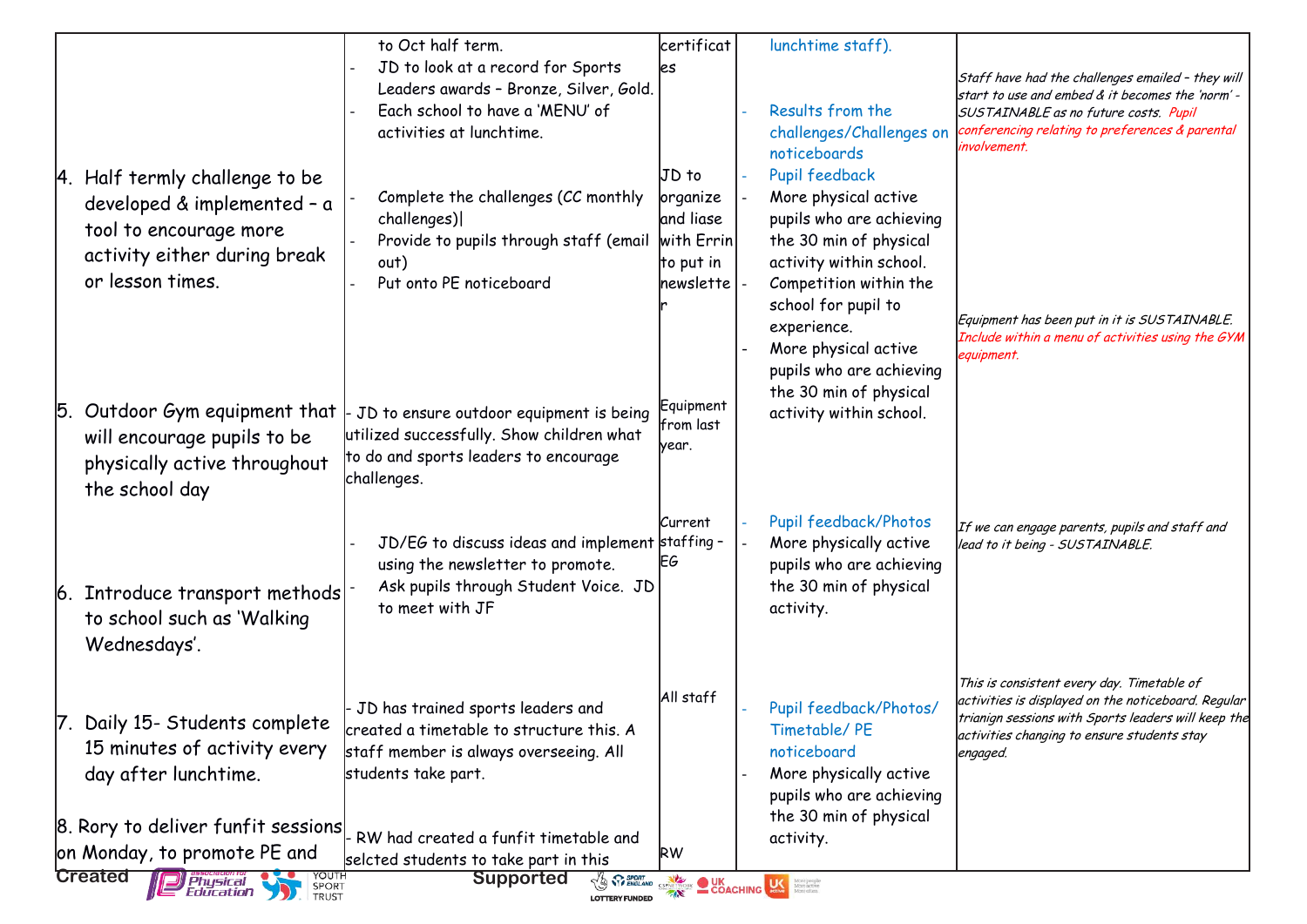| | | | | |
|---|---|---|---|---|
| | to Oct half term.<br>- JD to look at a record for Sports Leaders awards – Bronze, Silver, Gold.<br>- Each school to have a 'MENU' of activities at lunchtime. | certificates | lunchtime staff).<br><br>- Results from the challenges/Challenges on noticeboards | *Staff have had the challenges emailed – they will start to use and embed & it becomes the 'norm' - SUSTAINABLE as no future costs. Pupil conferencing relating to preferences & parental involvement.* |
| 4. Half termly challenge to be developed & implemented – a tool to encourage more activity either during break or lesson times. | - Complete the challenges (CC monthly challenges)\|<br>- Provide to pupils through staff (email out)<br>- Put onto PE noticeboard | JD to organize and liase with Errin to put in newsletter | - Pupil feedback<br>- More physical active pupils who are achieving the 30 min of physical activity within school.<br>- Competition within the school for pupil to experience. | |
| 5. Outdoor Gym equipment that will encourage pupils to be physically active throughout the school day | - JD to ensure outdoor equipment is being utilized successfully. Show children what to do and sports leaders to encourage challenges. | Equipment from last year. | - More physical active pupils who are achieving the 30 min of physical activity within school. | *Equipment has been put in it is SUSTAINABLE. Include within a menu of activities using the GYM equipment.* |
| 6. Introduce transport methods to school such as 'Walking Wednesdays'. | - JD/EG to discuss ideas and implement using the newsletter to promote.<br>- Ask pupils through Student Voice. JD to meet with JF | Current staffing – EG | - Pupil feedback/Photos<br>- More physically active pupils who are achieving the 30 min of physical activity. | *If we can engage parents, pupils and staff and lead to it being - SUSTAINABLE.* |
| 7. Daily 15- Students complete 15 minutes of activity every day after lunchtime. | - JD has trained sports leaders and created a timetable to structure this. A staff member is always overseeing. All students take part. | All staff | - Pupil feedback/Photos/ Timetable/ PE noticeboard<br>- More physically active pupils who are achieving the 30 min of physical activity. | *This is consistent every day. Timetable of activities is displayed on the noticeboard. Regular trianign sessions with Sports leaders will keep the activities changing to ensure students stay engaged.* |
| 8. Rory to deliver funfit sessions on Monday, to promote PE and | - RW had created a funfit timetable and selcted students to take part in this | RW | | |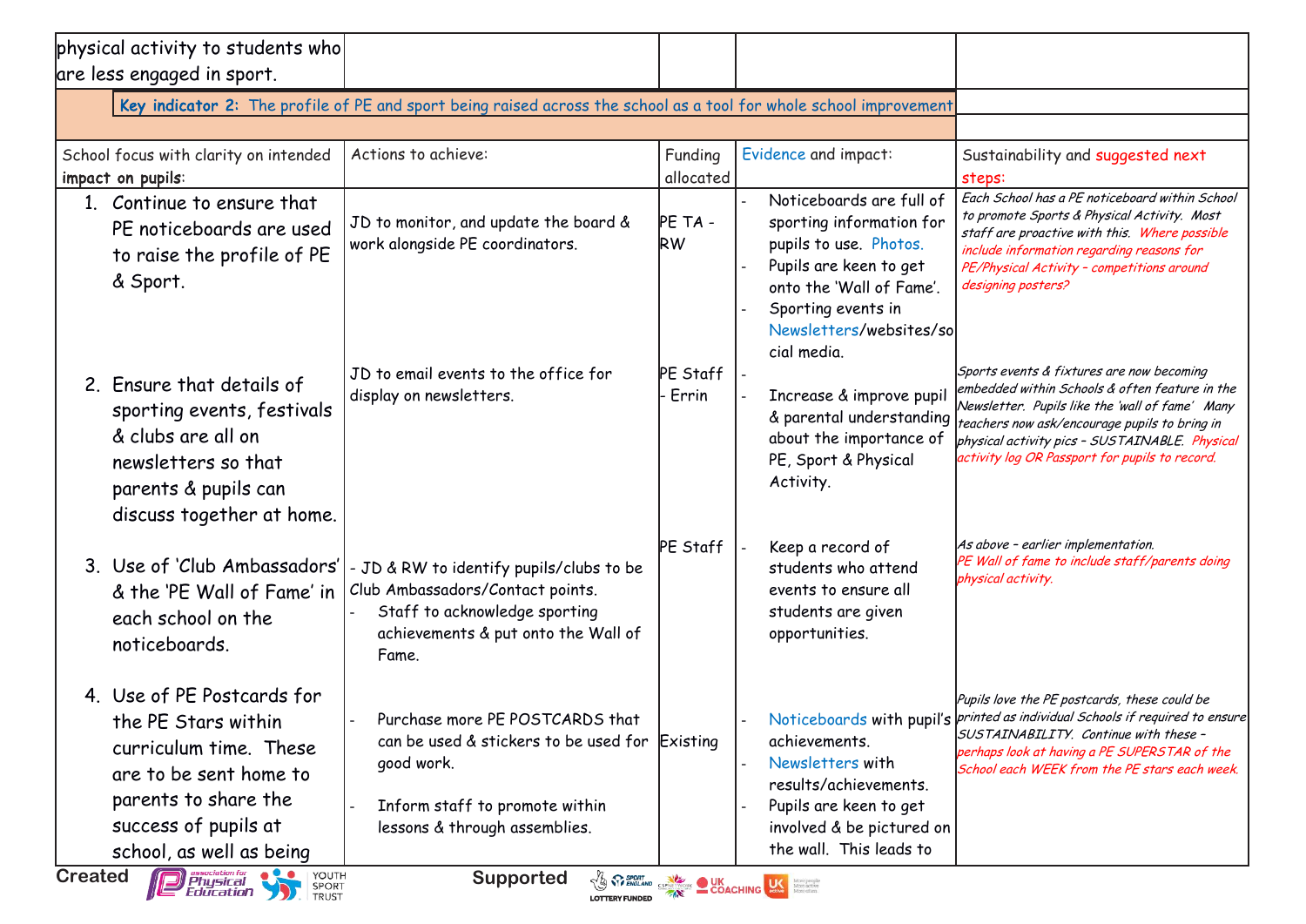| | | | | |
|---|---|---|---|---|
| physical activity to students who are less engaged in sport. | | | | |
| **Key indicator 2:** The profile of PE and sport being raised across the school as a tool for whole school improvement | | | | |
| School focus with clarity on intended **impact on pupils**: | Actions to achieve: | Funding allocated | Evidence and impact: | Sustainability and suggested next steps: |
| 1. Continue to ensure that PE noticeboards are used to raise the profile of PE & Sport. | JD to monitor, and update the board & work alongside PE coordinators. | PE TA - RW | - Noticeboards are full of sporting information for pupils to use. Photos.<br>- Pupils are keen to get onto the 'Wall of Fame'.<br>- Sporting events in Newsletters/websites/social media. | *Each School has a PE noticeboard within School to promote Sports & Physical Activity. Most staff are proactive with this. Where possible include information regarding reasons for PE/Physical Activity – competitions around designing posters?* |
| 2. Ensure that details of sporting events, festivals & clubs are all on newsletters so that parents & pupils can discuss together at home. | JD to email events to the office for display on newsletters. | PE Staff - Errin | -<br>- Increase & improve pupil & parental understanding about the importance of PE, Sport & Physical Activity. | *Sports events & fixtures are now becoming embedded within Schools & often feature in the Newsletter. Pupils like the 'wall of fame' Many teachers now ask/encourage pupils to bring in physical activity pics – SUSTAINABLE. Physical activity log OR Passport for pupils to record.* |
| 3. Use of 'Club Ambassadors' & the 'PE Wall of Fame' in each school on the noticeboards. | - JD & RW to identify pupils/clubs to be Club Ambassadors/Contact points.<br>- Staff to acknowledge sporting achievements & put onto the Wall of Fame. | PE Staff | - Keep a record of students who attend events to ensure all students are given opportunities. | *As above – earlier implementation. PE Wall of fame to include staff/parents doing physical activity.* |
| 4. Use of PE Postcards for the PE Stars within curriculum time. These are to be sent home to parents to share the success of pupils at school, as well as being | - Purchase more PE POSTCARDS that can be used & stickers to be used for good work.<br>- Inform staff to promote within lessons & through assemblies. | Existing | - Noticeboards with pupil's achievements.<br>- Newsletters with results/achievements.<br>- Pupils are keen to get involved & be pictured on the wall. This leads to | *Pupils love the PE postcards, these could be printed as individual Schools if required to ensure SUSTAINABILITY. Continue with these – perhaps look at having a PE SUPERSTAR of the School each WEEK from the PE stars each week.* |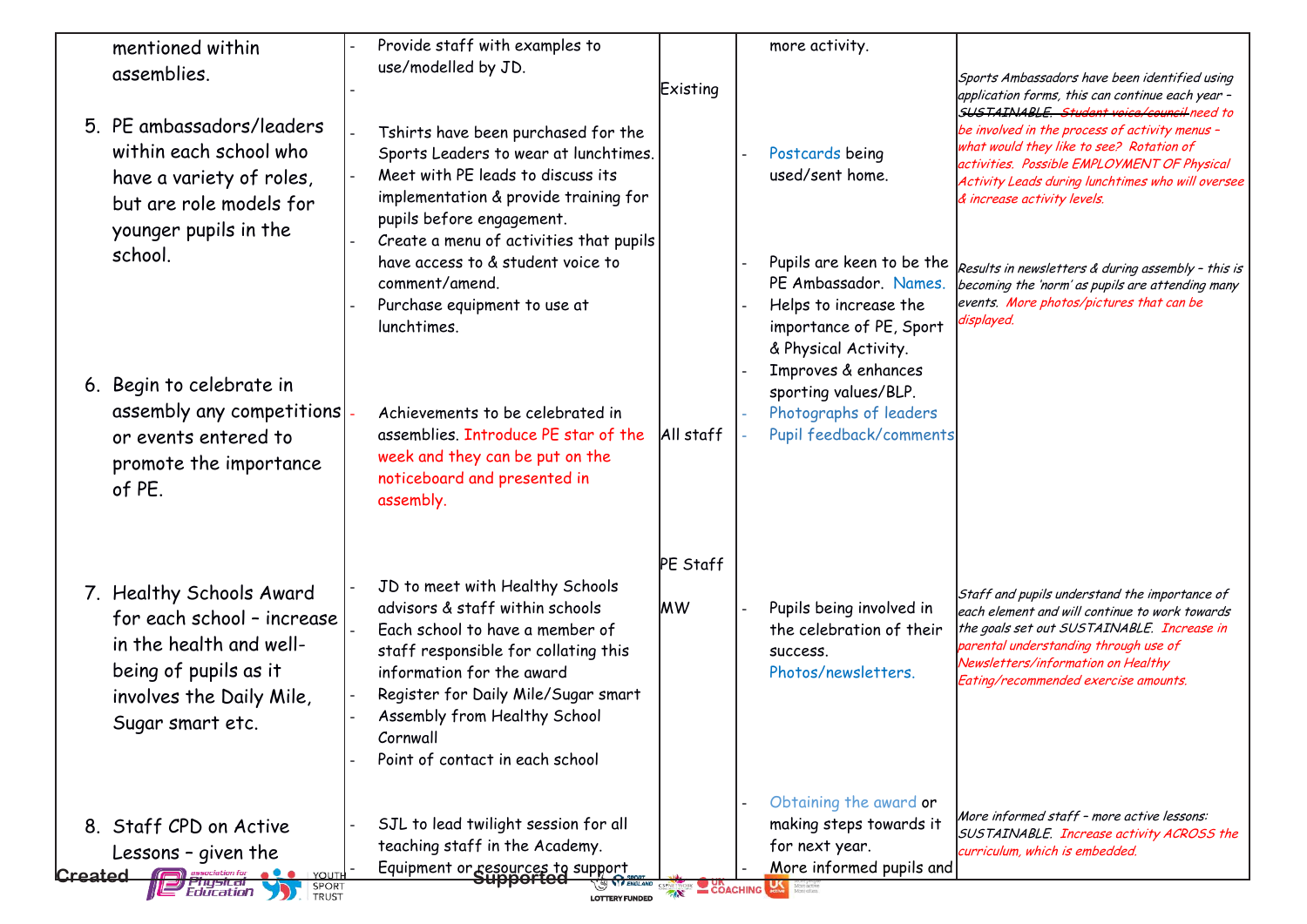| | | | | |
|---|---|---|---|---|
| mentioned within assemblies. | - Provide staff with examples to use/modelled by JD.<br>- | Existing | more activity. | |
| 5. PE ambassadors/leaders within each school who have a variety of roles, but are role models for younger pupils in the school. | - Tshirts have been purchased for the Sports Leaders to wear at lunchtimes.<br>- Meet with PE leads to discuss its implementation & provide training for pupils before engagement.<br>- Create a menu of activities that pupils have access to & student voice to comment/amend.<br>- Purchase equipment to use at lunchtimes. | | - Postcards being used/sent home.<br>- Pupils are keen to be the PE Ambassador. Names.<br>- Helps to increase the importance of PE, Sport & Physical Activity.<br>- Improves & enhances sporting values/BLP.<br>- Photographs of leaders<br>- Pupil feedback/comments | *Sports Ambassadors have been identified using application forms, this can continue each year – ~~SUSTAINABLE. Student voice/council~~ need to be involved in the process of activity menus – what would they like to see? Rotation of activities. Possible EMPLOYMENT OF Physical Activity Leads during lunchtimes who will oversee & increase activity levels.* |
| 6. Begin to celebrate in assembly any competitions or events entered to promote the importance of PE. | - Achievements to be celebrated in assemblies. Introduce PE star of the week and they can be put on the noticeboard and presented in assembly. | All staff | | *Results in newsletters & during assembly – this is becoming the 'norm' as pupils are attending many events. More photos/pictures that can be displayed.* |
| 7. Healthy Schools Award for each school – increase in the health and well-being of pupils as it involves the Daily Mile, Sugar smart etc. | - JD to meet with Healthy Schools advisors & staff within schools<br>- Each school to have a member of staff responsible for collating this information for the award<br>- Register for Daily Mile/Sugar smart<br>- Assembly from Healthy School Cornwall<br>- Point of contact in each school | PE Staff<br><br>MW | - Pupils being involved in the celebration of their success. Photos/newsletters.<br>- Obtaining the award or making steps towards it for next year. | *Staff and pupils understand the importance of each element and will continue to work towards the goals set out SUSTAINABLE. Increase in parental understanding through use of Newsletters/information on Healthy Eating/recommended exercise amounts.* |
| 8. Staff CPD on Active Lessons – given the | - SJL to lead twilight session for all teaching staff in the Academy.<br>- Equipment or resources to support | | - More informed pupils and | *More informed staff – more active lessons: SUSTAINABLE. Increase activity ACROSS the curriculum, which is embedded.* |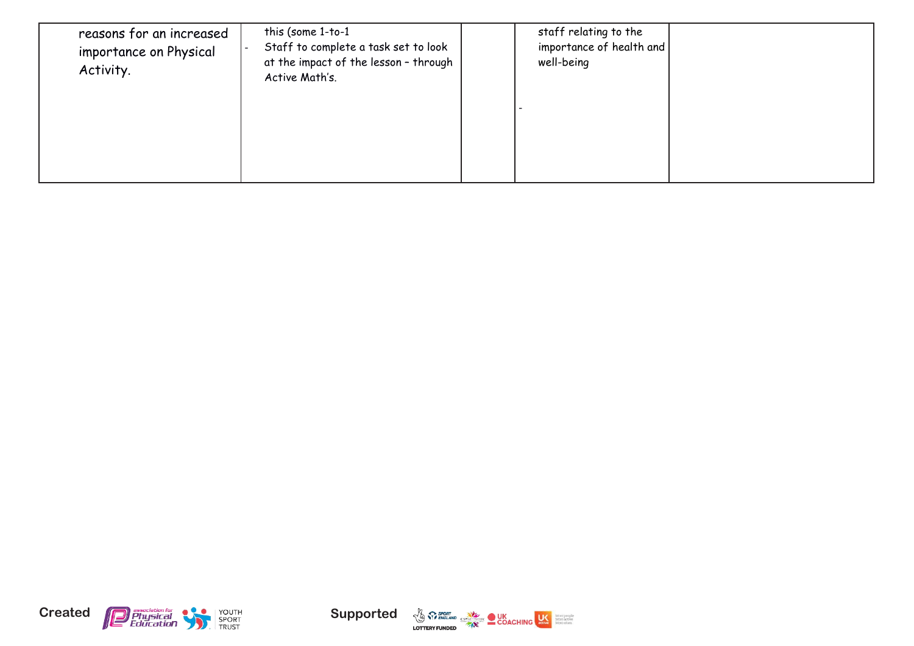| | | | | |
|---|---|---|---|---|
| reasons for an increased importance on Physical Activity. | this (some 1-to-1<br>- Staff to complete a task set to look at the impact of the lesson – through Active Math's. | | staff relating to the importance of health and well-being<br><br>- | |

Created

Supported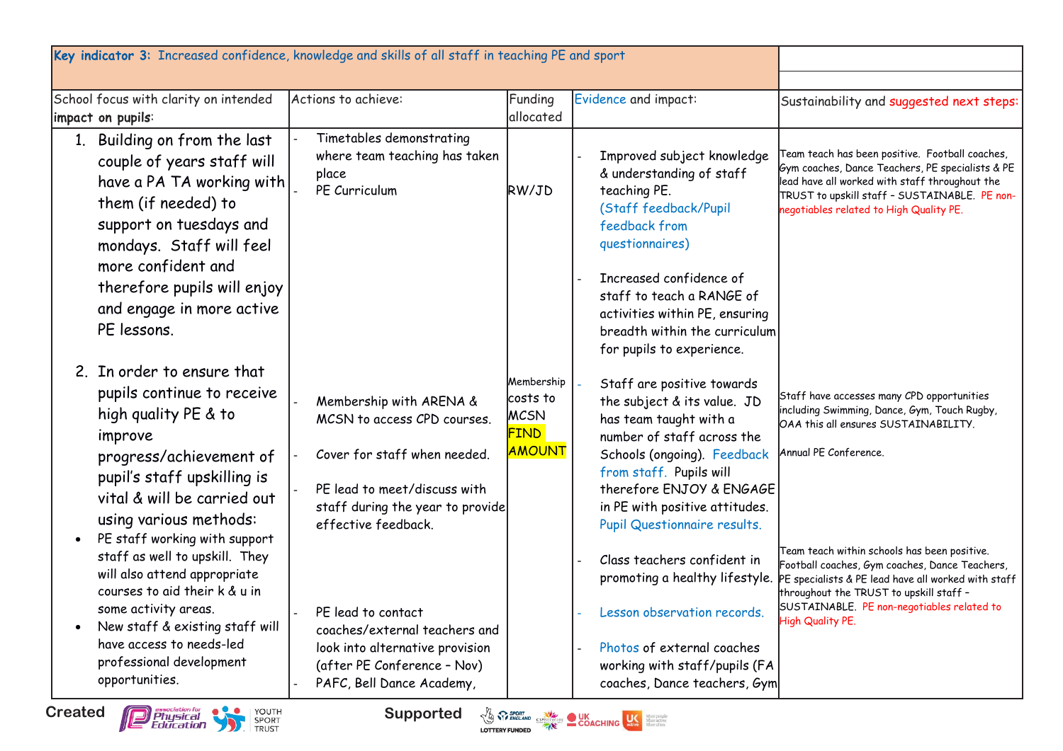| Key indicator 3: Increased confidence, knowledge and skills of all staff in teaching PE and sport | | | | |
|---|---|---|---|---|
| School focus with clarity on intended **impact on pupils**: | Actions to achieve: | Funding allocated | Evidence and impact: | Sustainability and suggested next steps: |
| 1. Building on from the last couple of years staff will have a PA TA working with them (if needed) to support on tuesdays and mondays. Staff will feel more confident and therefore pupils will enjoy and engage in more active PE lessons. | - Timetables demonstrating where team teaching has taken place<br>- PE Curriculum | RW/JD | - Improved subject knowledge & understanding of staff teaching PE. (Staff feedback/Pupil feedback from questionnaires)<br><br>- Increased confidence of staff to teach a RANGE of activities within PE, ensuring breadth within the curriculum for pupils to experience. | Team teach has been positive. Football coaches, Gym coaches, Dance Teachers, PE specialists & PE lead have all worked with staff throughout the TRUST to upskill staff – SUSTAINABLE. PE non-negotiables related to High Quality PE. |
| 2. In order to ensure that pupils continue to receive high quality PE & to improve progress/achievement of pupil's staff upskilling is vital & will be carried out using various methods:<br>• PE staff working with support staff as well to upskill. They will also attend appropriate courses to aid their k & u in some activity areas.<br>• New staff & existing staff will have access to needs-led professional development opportunities. | - Membership with ARENA & MCSN to access CPD courses.<br><br>- Cover for staff when needed.<br><br>- PE lead to meet/discuss with staff during the year to provide effective feedback.<br><br>- PE lead to contact coaches/external teachers and look into alternative provision (after PE Conference – Nov)<br>- PAFC, Bell Dance Academy, | Membership costs to MCSN FIND AMOUNT | - Staff are positive towards the subject & its value. JD has team taught with a number of staff across the Schools (ongoing). Feedback from staff. Pupils will therefore ENJOY & ENGAGE in PE with positive attitudes. Pupil Questionnaire results.<br><br>- Class teachers confident in promoting a healthy lifestyle.<br><br>- Lesson observation records.<br><br>- Photos of external coaches working with staff/pupils (FA coaches, Dance teachers, Gym | Staff have accesses many CPD opportunities including Swimming, Dance, Gym, Touch Rugby, OAA this all ensures SUSTAINABILITY.<br><br>Annual PE Conference.<br><br>Team teach within schools has been positive. Football coaches, Gym coaches, Dance Teachers, PE specialists & PE lead have all worked with staff throughout the TRUST to upskill staff – SUSTAINABLE. PE non-negotiables related to High Quality PE. |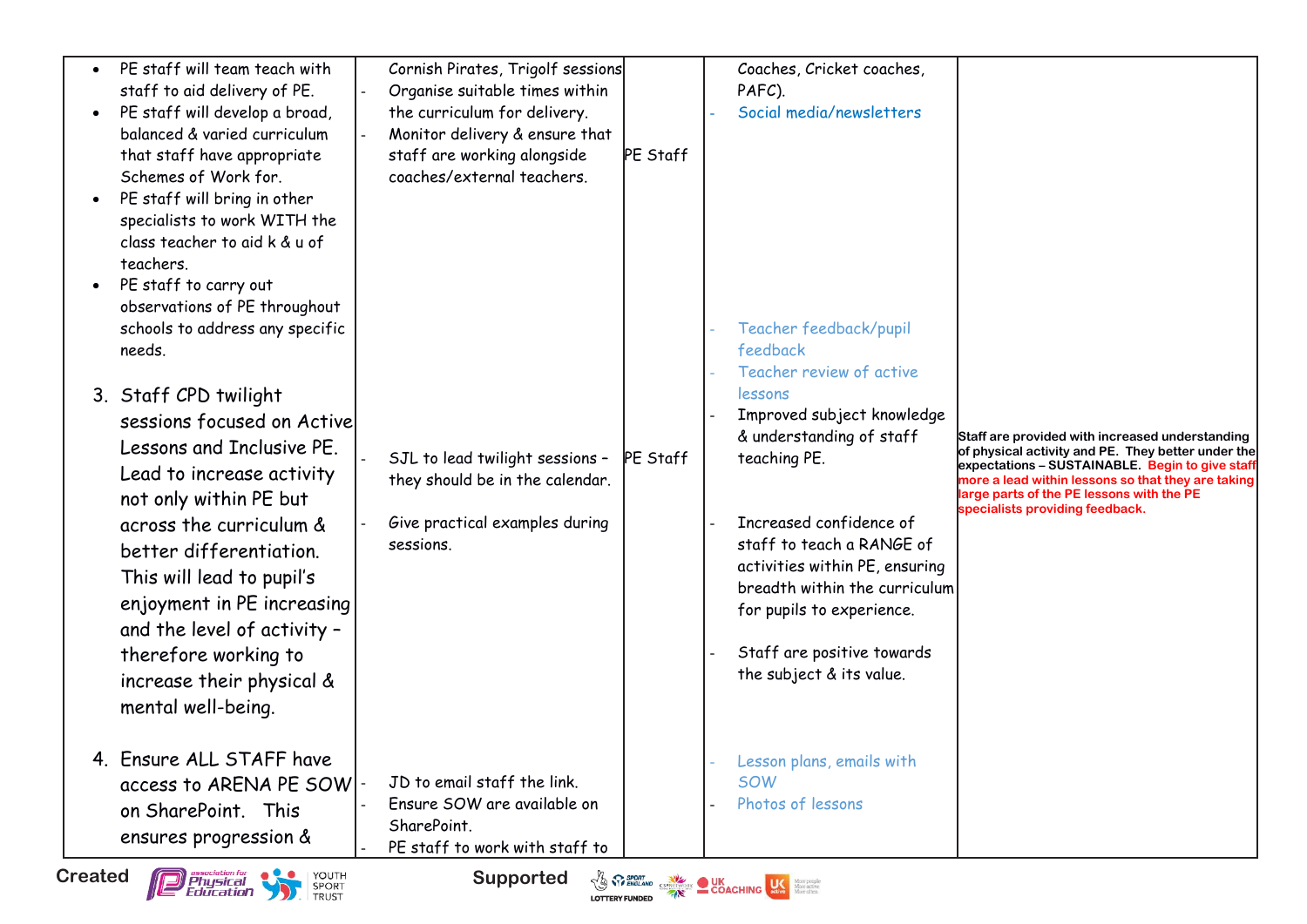| | | | | |
|---|---|---|---|---|
| • PE staff will team teach with staff to aid delivery of PE.<br>• PE staff will develop a broad, balanced & varied curriculum that staff have appropriate Schemes of Work for.<br>• PE staff will bring in other specialists to work WITH the class teacher to aid k & u of teachers.<br>• PE staff to carry out observations of PE throughout schools to address any specific needs. | Cornish Pirates, Trigolf sessions<br>- Organise suitable times within the curriculum for delivery.<br>- Monitor delivery & ensure that staff are working alongside coaches/external teachers. | PE Staff | Coaches, Cricket coaches, PAFC).<br>- Social media/newsletters | |
| 3. Staff CPD twilight sessions focused on Active Lessons and Inclusive PE. Lead to increase activity not only within PE but across the curriculum & better differentiation. This will lead to pupil's enjoyment in PE increasing and the level of activity – therefore working to increase their physical & mental well-being. | - SJL to lead twilight sessions – they should be in the calendar.<br>- Give practical examples during sessions. | PE Staff | - Teacher feedback/pupil feedback<br>- Teacher review of active lessons<br>- Improved subject knowledge & understanding of staff teaching PE.<br>- Increased confidence of staff to teach a RANGE of activities within PE, ensuring breadth within the curriculum for pupils to experience.<br>- Staff are positive towards the subject & its value. | **Staff are provided with increased understanding of physical activity and PE. They better under the expectations – SUSTAINABLE. Begin to give staff more a lead within lessons so that they are taking large parts of the PE lessons with the PE specialists providing feedback.** |
| 4. Ensure ALL STAFF have access to ARENA PE SOW on SharePoint. This ensures progression & | - JD to email staff the link.<br>- Ensure SOW are available on SharePoint.<br>- PE staff to work with staff to | | - Lesson plans, emails with SOW<br>- Photos of lessons | |

Created — association for Physical Education, Youth Sport Trust. Supported — Sport England Lottery Funded, CSPN Network, UK Coaching, UK Active.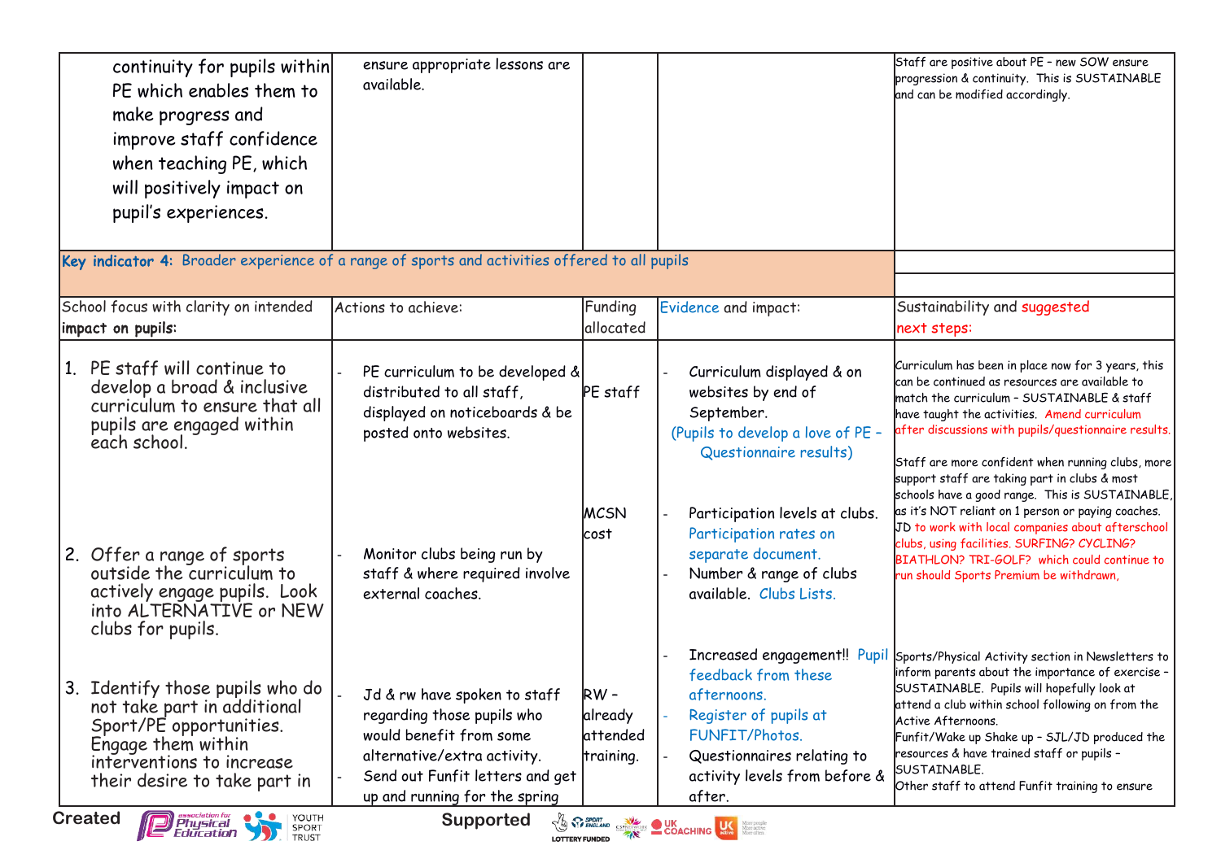| | | | | |
|---|---|---|---|---|
| continuity for pupils within PE which enables them to make progress and improve staff confidence when teaching PE, which will positively impact on pupil's experiences. | ensure appropriate lessons are available. | | | Staff are positive about PE – new SOW ensure progression & continuity. This is SUSTAINABLE and can be modified accordingly. |
| **Key indicator 4:** Broader experience of a range of sports and activities offered to all pupils | | | | |
| School focus with clarity on intended **impact on pupils:** | Actions to achieve: | Funding allocated | Evidence and impact: | Sustainability and suggested next steps: |
| 1. PE staff will continue to develop a broad & inclusive curriculum to ensure that all pupils are engaged within each school. | - PE curriculum to be developed & distributed to all staff, displayed on noticeboards & be posted onto websites. | PE staff | - Curriculum displayed & on websites by end of September. (Pupils to develop a love of PE – Questionnaire results) | Curriculum has been in place now for 3 years, this can be continued as resources are available to match the curriculum – SUSTAINABLE & staff have taught the activities. Amend curriculum after discussions with pupils/questionnaire results. |
| 2. Offer a range of sports outside the curriculum to actively engage pupils. Look into ALTERNATIVE or NEW clubs for pupils. | - Monitor clubs being run by staff & where required involve external coaches. | MCSN cost | - Participation levels at clubs. Participation rates on separate document.<br>- Number & range of clubs available. Clubs Lists. | Staff are more confident when running clubs, more support staff are taking part in clubs & most schools have a good range. This is SUSTAINABLE, as it's NOT reliant on 1 person or paying coaches. JD to work with local companies about afterschool clubs, using facilities. SURFING? CYCLING? BIATHLON? TRI-GOLF? which could continue to run should Sports Premium be withdrawn, |
| 3. Identify those pupils who do not take part in additional Sport/PE opportunities. Engage them within interventions to increase their desire to take part in | - Jd & rw have spoken to staff regarding those pupils who would benefit from some alternative/extra activity.<br>- Send out Funfit letters and get up and running for the spring | RW – already attended training. | - Increased engagement!! Pupil feedback from these afternoons.<br>- Register of pupils at FUNFIT/Photos.<br>- Questionnaires relating to activity levels from before & after. | Sports/Physical Activity section in Newsletters to inform parents about the importance of exercise – SUSTAINABLE. Pupils will hopefully look at attend a club within school following on from the Active Afternoons.<br>Funfit/Wake up Shake up – SJL/JD produced the resources & have trained staff or pupils – SUSTAINABLE.<br>Other staff to attend Funfit training to ensure |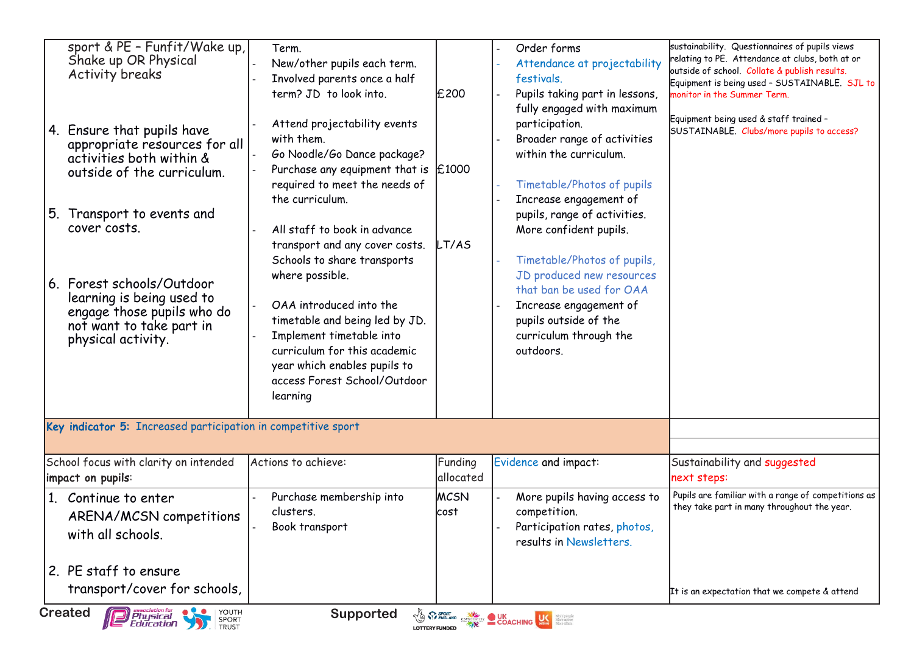| sport & PE – Funfit/Wake up, Shake up OR Physical Activity breaks<br><br>4. Ensure that pupils have appropriate resources for all activities both within & outside of the curriculum.<br><br>5. Transport to events and cover costs.<br><br>6. Forest schools/Outdoor learning is being used to engage those pupils who do not want to take part in physical activity. | Term.<br>- New/other pupils each term.<br>- Involved parents once a half term? JD to look into.<br><br>- Attend projectability events with them.<br>- Go Noodle/Go Dance package?<br>- Purchase any equipment that is required to meet the needs of the curriculum.<br><br>- All staff to book in advance transport and any cover costs. Schools to share transports where possible.<br><br>- OAA introduced into the timetable and being led by JD.<br>- Implement timetable into curriculum for this academic year which enables pupils to access Forest School/Outdoor learning | £200<br><br>£1000<br><br>LT/AS | - Order forms<br>- Attendance at projectability festivals.<br>- Pupils taking part in lessons, fully engaged with maximum participation.<br>- Broader range of activities within the curriculum.<br><br>- Timetable/Photos of pupils<br>- Increase engagement of pupils, range of activities. More confident pupils.<br><br>- Timetable/Photos of pupils, JD produced new resources that ban be used for OAA<br>- Increase engagement of pupils outside of the curriculum through the outdoors. | sustainability. Questionnaires of pupils views relating to PE. Attendance at clubs, both at or outside of school. Collate & publish results. Equipment is being used – SUSTAINABLE. SJL to monitor in the Summer Term.<br><br>Equipment being used & staff trained – SUSTAINABLE. Clubs/more pupils to access? |
|---|---|---|---|---|
| **Key indicator 5:** Increased participation in competitive sport | | | | |
| School focus with clarity on intended **impact on pupils**: | Actions to achieve: | Funding allocated | Evidence and impact: | Sustainability and suggested next steps: |
| 1. Continue to enter ARENA/MCSN competitions with all schools.<br><br>2. PE staff to ensure transport/cover for schools, | - Purchase membership into clusters.<br>- Book transport | MCSN cost | - More pupils having access to competition.<br>- Participation rates, photos, results in Newsletters. | Pupils are familiar with a range of competitions as they take part in many throughout the year.<br><br>It is an expectation that we compete & attend |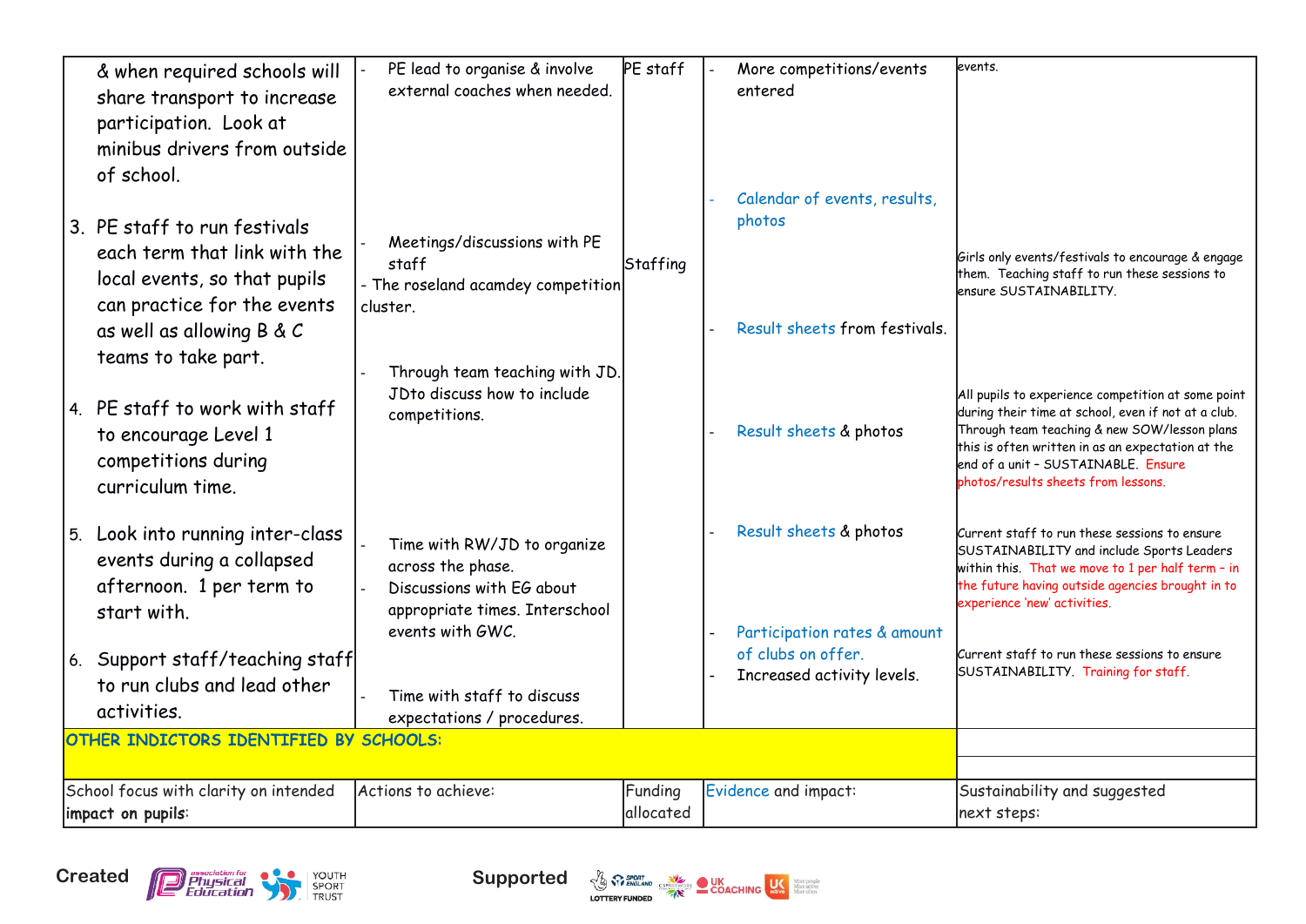| | | | | |
|---|---|---|---|---|
| & when required schools will share transport to increase participation. Look at minibus drivers from outside of school. | - PE lead to organise & involve external coaches when needed. | PE staff | - More competitions/events entered | events. |
| 3. PE staff to run festivals each term that link with the local events, so that pupils can practice for the events as well as allowing B & C teams to take part. | - Meetings/discussions with PE staff<br>- The roseland acamdey competition cluster. | Staffing | - Calendar of events, results, photos<br>- Result sheets from festivals. | Girls only events/festivals to encourage & engage them. Teaching staff to run these sessions to ensure SUSTAINABILITY. |
| 4. PE staff to work with staff to encourage Level 1 competitions during curriculum time. | - Through team teaching with JD. JDto discuss how to include competitions. | | - Result sheets & photos | All pupils to experience competition at some point during their time at school, even if not at a club. Through team teaching & new SOW/lesson plans this is often written in as an expectation at the end of a unit – SUSTAINABLE. Ensure photos/results sheets from lessons. |
| 5. Look into running inter-class events during a collapsed afternoon. 1 per term to start with. | - Time with RW/JD to organize across the phase.<br>- Discussions with EG about appropriate times. Interschool events with GWC. | | - Result sheets & photos | Current staff to run these sessions to ensure SUSTAINABILITY and include Sports Leaders within this. That we move to 1 per half term – in the future having outside agencies brought in to experience 'new' activities. |
| 6. Support staff/teaching staff to run clubs and lead other activities. | - Time with staff to discuss expectations / procedures. | | - Participation rates & amount of clubs on offer.<br>- Increased activity levels. | Current staff to run these sessions to ensure SUSTAINABILITY. Training for staff. |
| **OTHER INDICTORS IDENTIFIED BY SCHOOLS:** | | | | |
| School focus with clarity on intended **impact on pupils**: | Actions to achieve: | Funding allocated | Evidence and impact: | Sustainability and suggested next steps: |

Created — association for Physical Education, Youth Sport Trust

Supported — Sport England Lottery Funded, CSPN, UK Coaching, UK Active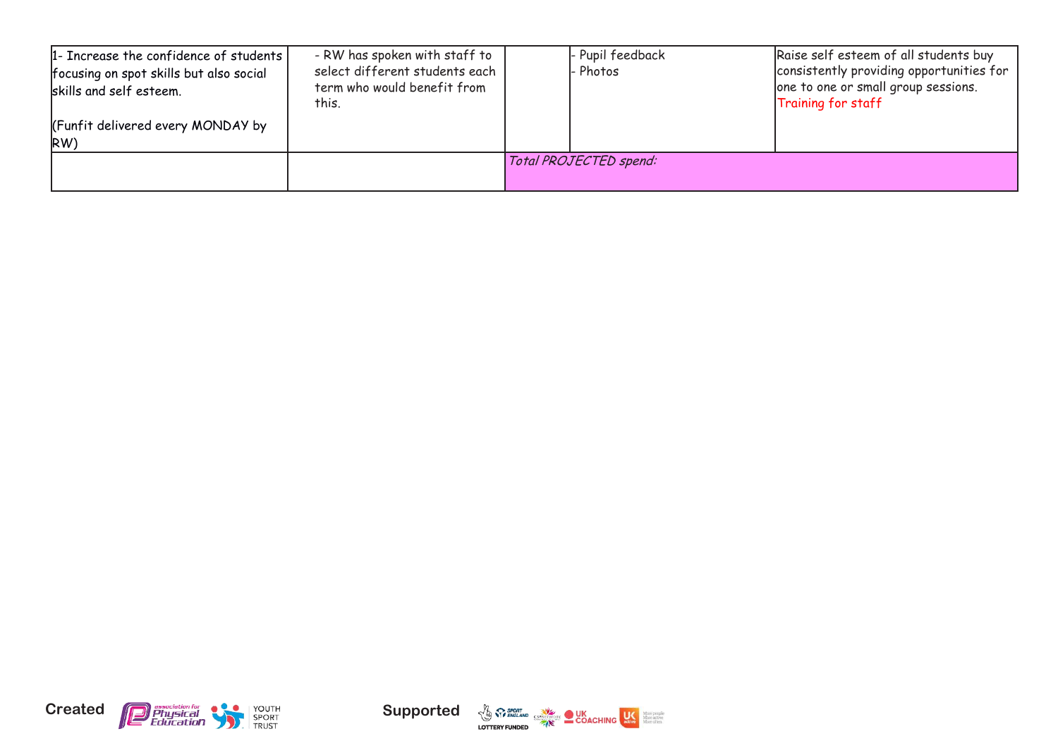| | | | | |
|---|---|---|---|---|
| 1- Increase the confidence of students focusing on spot skills but also social skills and self esteem.<br><br>(Funfit delivered every MONDAY by RW) | - RW has spoken with staff to select different students each term who would benefit from this. | | - Pupil feedback<br>- Photos | Raise self esteem of all students buy consistently providing opportunities for one to one or small group sessions.<br>Training for staff |
| | | *Total PROJECTED spend:* | | |

Created

Supported